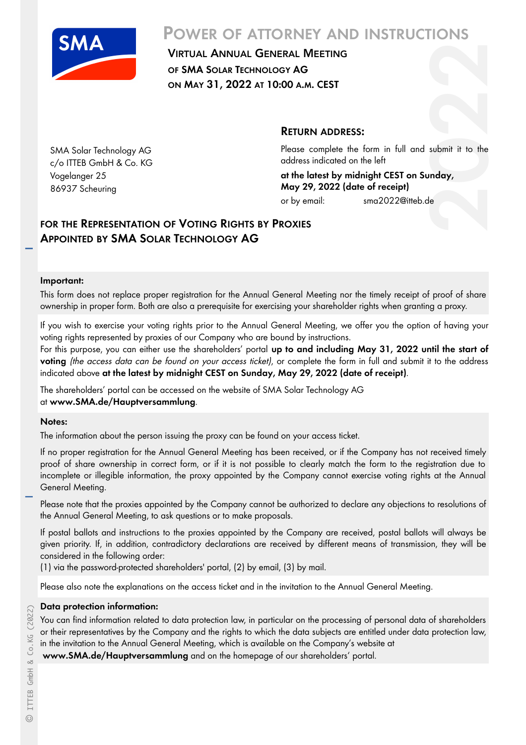# Power of Attorney and Instructions

**Virtual Annual General Meeting**
**of SMA Solar Technology AG**
**on May 31, 2022 at 10:00 a.m. CEST**

SMA Solar Technology AG
c/o ITTEB GmbH & Co. KG
Vogelanger 25
86937 Scheuring

## Return address:

Please complete the form in full and submit it to the address indicated on the left

**at the latest by midnight CEST on Sunday, May 29, 2022 (date of receipt)**

or by email: sma2022@itteb.de

## For the Representation of Voting Rights by Proxies Appointed by SMA Solar Technology AG

**Important:**

This form does not replace proper registration for the Annual General Meeting nor the timely receipt of proof of share ownership in proper form. Both are also a prerequisite for exercising your shareholder rights when granting a proxy.

If you wish to exercise your voting rights prior to the Annual General Meeting, we offer you the option of having your voting rights represented by proxies of our Company who are bound by instructions.
For this purpose, you can either use the shareholders' portal **up to and including May 31, 2022 until the start of voting** *(the access data can be found on your access ticket)*, or complete the form in full and submit it to the address indicated above **at the latest by midnight CEST on Sunday, May 29, 2022 (date of receipt)**.

The shareholders' portal can be accessed on the website of SMA Solar Technology AG at **www.SMA.de/Hauptversammlung**.

**Notes:**

The information about the person issuing the proxy can be found on your access ticket.

If no proper registration for the Annual General Meeting has been received, or if the Company has not received timely proof of share ownership in correct form, or if it is not possible to clearly match the form to the registration due to incomplete or illegible information, the proxy appointed by the Company cannot exercise voting rights at the Annual General Meeting.

Please note that the proxies appointed by the Company cannot be authorized to declare any objections to resolutions of the Annual General Meeting, to ask questions or to make proposals.

If postal ballots and instructions to the proxies appointed by the Company are received, postal ballots will always be given priority. If, in addition, contradictory declarations are received by different means of transmission, they will be considered in the following order:
(1) via the password-protected shareholders' portal, (2) by email, (3) by mail.

Please also note the explanations on the access ticket and in the invitation to the Annual General Meeting.

**Data protection information:**

You can find information related to data protection law, in particular on the processing of personal data of shareholders or their representatives by the Company and the rights to which the data subjects are entitled under data protection law, in the invitation to the Annual General Meeting, which is available on the Company's website at **www.SMA.de/Hauptversammlung** and on the homepage of our shareholders' portal.

© ITTEB GmbH & Co. KG (2022)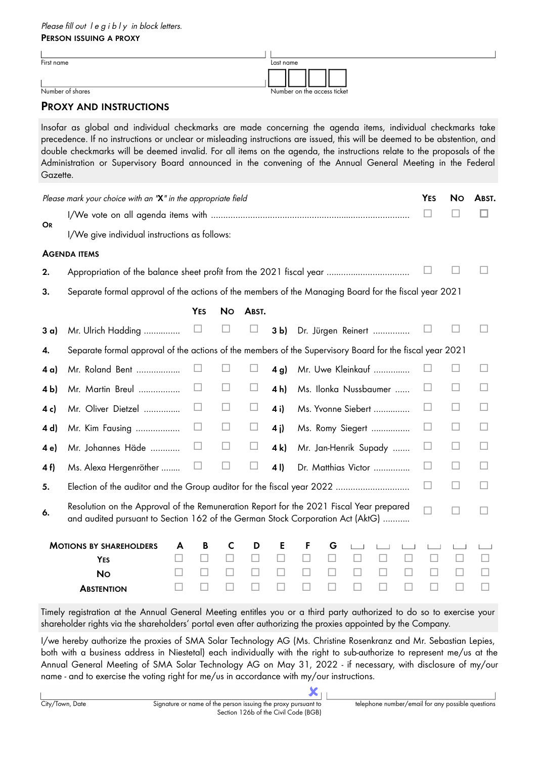*Please fill out l e g i b l y in block letters.*

**PERSON ISSUING A PROXY**

First name

Last name

Number of shares

Number on the access ticket

## PROXY AND INSTRUCTIONS

Insofar as global and individual checkmarks are made concerning the agenda items, individual checkmarks take precedence. If no instructions or unclear or misleading instructions are issued, this will be deemed to be abstention, and double checkmarks will be deemed invalid. For all items on the agenda, the instructions relate to the proposals of the Administration or Supervisory Board announced in the convening of the Annual General Meeting in the Federal Gazette.

*Please mark your choice with an "X" in the appropriate field*

| | | YES | NO | ABST. |
|---|---|---|---|---|
| | I/We vote on all agenda items with ............................................................................ | ☐ | ☐ | ☐ |
| OR | I/We give individual instructions as follows: | | | |

**AGENDA ITEMS**

| | | YES | NO | ABST. |
|---|---|---|---|---|
| 2. | Appropriation of the balance sheet profit from the 2021 fiscal year .................................. | ☐ | ☐ | ☐ |

**3.** Separate formal approval of the actions of the members of the Managing Board for the fiscal year 2021

| | | YES | NO | ABST. | | | YES | NO | ABST. |
|---|---|---|---|---|---|---|---|---|---|
| 3 a) | Mr. Ulrich Hadding ............... | ☐ | ☐ | ☐ | 3 b) | Dr. Jürgen Reinert ............... | ☐ | ☐ | ☐ |

**4.** Separate formal approval of the actions of the members of the Supervisory Board for the fiscal year 2021

| | | YES | NO | ABST. | | | YES | NO | ABST. |
|---|---|---|---|---|---|---|---|---|---|
| 4 a) | Mr. Roland Bent .................. | ☐ | ☐ | ☐ | 4 g) | Mr. Uwe Kleinkauf ............... | ☐ | ☐ | ☐ |
| 4 b) | Mr. Martin Breul ................. | ☐ | ☐ | ☐ | 4 h) | Ms. Ilonka Nussbaumer ...... | ☐ | ☐ | ☐ |
| 4 c) | Mr. Oliver Dietzel ............... | ☐ | ☐ | ☐ | 4 i) | Ms. Yvonne Siebert ............... | ☐ | ☐ | ☐ |
| 4 d) | Mr. Kim Fausing .................. | ☐ | ☐ | ☐ | 4 j) | Ms. Romy Siegert ................ | ☐ | ☐ | ☐ |
| 4 e) | Mr. Johannes Häde ............ | ☐ | ☐ | ☐ | 4 k) | Mr. Jan-Henrik Supady ....... | ☐ | ☐ | ☐ |
| 4 f) | Ms. Alexa Hergenröther ........ | ☐ | ☐ | ☐ | 4 l) | Dr. Matthias Victor .............. | ☐ | ☐ | ☐ |

| | | YES | NO | ABST. |
|---|---|---|---|---|
| 5. | Election of the auditor and the Group auditor for the fiscal year 2022 .............................. | ☐ | ☐ | ☐ |
| 6. | Resolution on the Approval of the Remuneration Report for the 2021 Fiscal Year prepared and audited pursuant to Section 162 of the German Stock Corporation Act (AktG) ........... | ☐ | ☐ | ☐ |

| MOTIONS BY SHAREHOLDERS | A | B | C | D | E | F | G | | | | | | |
|---|---|---|---|---|---|---|---|---|---|---|---|---|---|
| YES | ☐ | ☐ | ☐ | ☐ | ☐ | ☐ | ☐ | ☐ | ☐ | ☐ | ☐ | ☐ | ☐ |
| NO | ☐ | ☐ | ☐ | ☐ | ☐ | ☐ | ☐ | ☐ | ☐ | ☐ | ☐ | ☐ | ☐ |
| ABSTENTION | ☐ | ☐ | ☐ | ☐ | ☐ | ☐ | ☐ | ☐ | ☐ | ☐ | ☐ | ☐ | ☐ |

Timely registration at the Annual General Meeting entitles you or a third party authorized to do so to exercise your shareholder rights via the shareholders' portal even after authorizing the proxies appointed by the Company.

I/we hereby authorize the proxies of SMA Solar Technology AG (Ms. Christine Rosenkranz and Mr. Sebastian Lepies, both with a business address in Niestetal) each individually with the right to sub-authorize to represent me/us at the Annual General Meeting of SMA Solar Technology AG on May 31, 2022 - if necessary, with disclosure of my/our name - and to exercise the voting right for me/us in accordance with my/our instructions.

City/Town, Date

Signature or name of the person issuing the proxy pursuant to Section 126b of the Civil Code (BGB)

telephone number/email for any possible questions